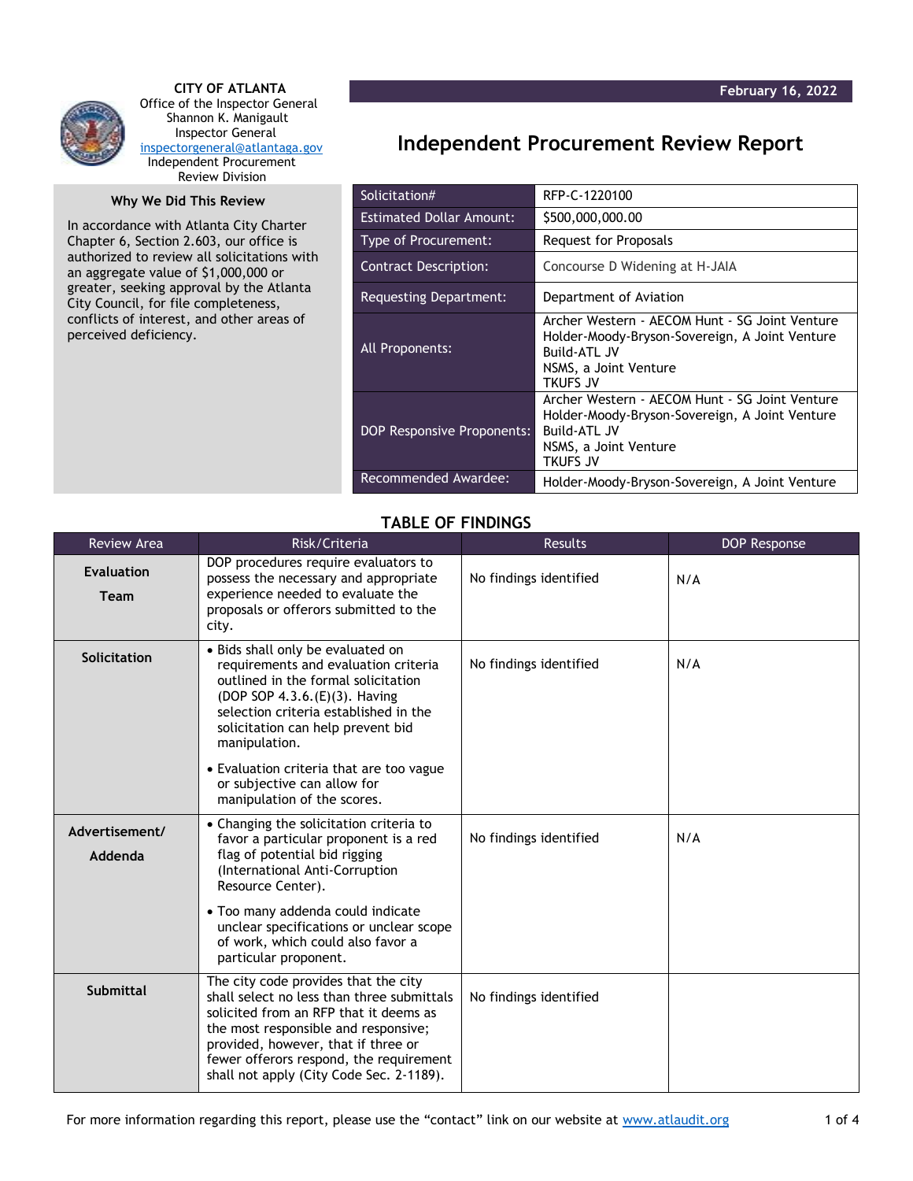**CITY OF ATLANTA**
Office of the Inspector General
Shannon K. Manigault
Inspector General
inspectorgeneral@atlantaga.gov
Independent Procurement Review Division

February 16, 2022

# Independent Procurement Review Report

## Why We Did This Review

In accordance with Atlanta City Charter Chapter 6, Section 2.603, our office is authorized to review all solicitations with an aggregate value of $1,000,000 or greater, seeking approval by the Atlanta City Council, for file completeness, conflicts of interest, and other areas of perceived deficiency.

| | |
|---|---|
| Solicitation# | RFP-C-1220100 |
| Estimated Dollar Amount: | $500,000,000.00 |
| Type of Procurement: | Request for Proposals |
| Contract Description: | Concourse D Widening at H-JAIA |
| Requesting Department: | Department of Aviation |
| All Proponents: | Archer Western - AECOM Hunt - SG Joint Venture<br>Holder-Moody-Bryson-Sovereign, A Joint Venture<br>Build-ATL JV<br>NSMS, a Joint Venture<br>TKUFS JV |
| DOP Responsive Proponents: | Archer Western - AECOM Hunt - SG Joint Venture<br>Holder-Moody-Bryson-Sovereign, A Joint Venture<br>Build-ATL JV<br>NSMS, a Joint Venture<br>TKUFS JV |
| Recommended Awardee: | Holder-Moody-Bryson-Sovereign, A Joint Venture |

## TABLE OF FINDINGS

| Review Area | Risk/Criteria | Results | DOP Response |
|---|---|---|---|
| **Evaluation Team** | DOP procedures require evaluators to possess the necessary and appropriate experience needed to evaluate the proposals or offerors submitted to the city. | No findings identified | N/A |
| **Solicitation** | • Bids shall only be evaluated on requirements and evaluation criteria outlined in the formal solicitation (DOP SOP 4.3.6.(E)(3). Having selection criteria established in the solicitation can help prevent bid manipulation.<br>• Evaluation criteria that are too vague or subjective can allow for manipulation of the scores. | No findings identified | N/A |
| **Advertisement/ Addenda** | • Changing the solicitation criteria to favor a particular proponent is a red flag of potential bid rigging (International Anti-Corruption Resource Center).<br>• Too many addenda could indicate unclear specifications or unclear scope of work, which could also favor a particular proponent. | No findings identified | N/A |
| **Submittal** | The city code provides that the city shall select no less than three submittals solicited from an RFP that it deems as the most responsible and responsive; provided, however, that if three or fewer offerors respond, the requirement shall not apply (City Code Sec. 2-1189). | No findings identified | |

For more information regarding this report, please use the "contact" link on our website at www.atlaudit.org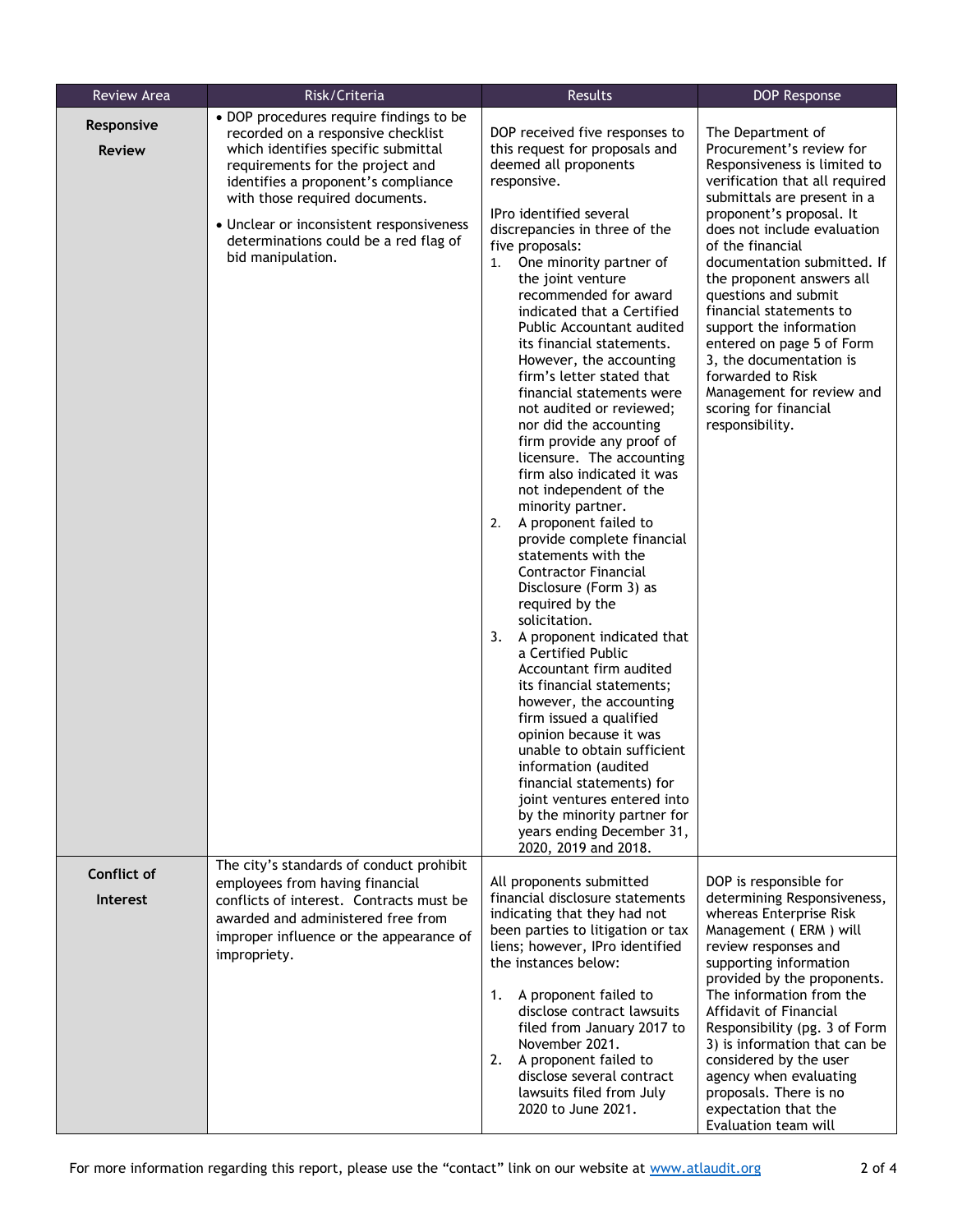| Review Area | Risk/Criteria | Results | DOP Response |
|---|---|---|---|
| **Responsive Review** | • DOP procedures require findings to be recorded on a responsive checklist which identifies specific submittal requirements for the project and identifies a proponent's compliance with those required documents.<br>• Unclear or inconsistent responsiveness determinations could be a red flag of bid manipulation. | DOP received five responses to this request for proposals and deemed all proponents responsive.<br><br>IPro identified several discrepancies in three of the five proposals:<br>1. One minority partner of the joint venture recommended for award indicated that a Certified Public Accountant audited its financial statements. However, the accounting firm's letter stated that financial statements were not audited or reviewed; nor did the accounting firm provide any proof of licensure. The accounting firm also indicated it was not independent of the minority partner.<br>2. A proponent failed to provide complete financial statements with the Contractor Financial Disclosure (Form 3) as required by the solicitation.<br>3. A proponent indicated that a Certified Public Accountant firm audited its financial statements; however, the accounting firm issued a qualified opinion because it was unable to obtain sufficient information (audited financial statements) for joint ventures entered into by the minority partner for years ending December 31, 2020, 2019 and 2018. | The Department of Procurement's review for Responsiveness is limited to verification that all required submittals are present in a proponent's proposal. It does not include evaluation of the financial documentation submitted. If the proponent answers all questions and submit financial statements to support the information entered on page 5 of Form 3, the documentation is forwarded to Risk Management for review and scoring for financial responsibility. |
| **Conflict of Interest** | The city's standards of conduct prohibit employees from having financial conflicts of interest. Contracts must be awarded and administered free from improper influence or the appearance of impropriety. | All proponents submitted financial disclosure statements indicating that they had not been parties to litigation or tax liens; however, IPro identified the instances below:<br><br>1. A proponent failed to disclose contract lawsuits filed from January 2017 to November 2021.<br>2. A proponent failed to disclose several contract lawsuits filed from July 2020 to June 2021. | DOP is responsible for determining Responsiveness, whereas Enterprise Risk Management ( ERM ) will review responses and supporting information provided by the proponents. The information from the Affidavit of Financial Responsibility (pg. 3 of Form 3) is information that can be considered by the user agency when evaluating proposals. There is no expectation that the Evaluation team will |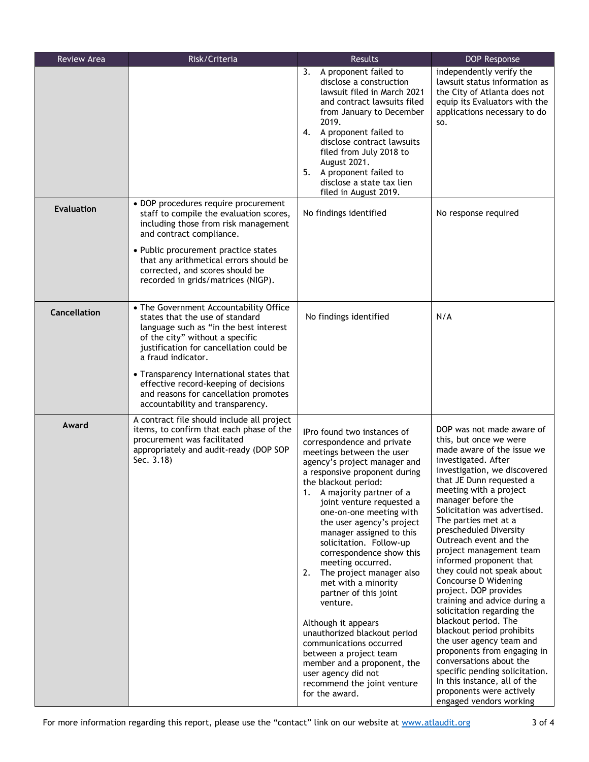| Review Area | Risk/Criteria | Results | DOP Response |
|---|---|---|---|
| | | 3. A proponent failed to disclose a construction lawsuit filed in March 2021 and contract lawsuits filed from January to December 2019.<br>4. A proponent failed to disclose contract lawsuits filed from July 2018 to August 2021.<br>5. A proponent failed to disclose a state tax lien filed in August 2019. | independently verify the lawsuit status information as the City of Atlanta does not equip its Evaluators with the applications necessary to do so. |
| **Evaluation** | • DOP procedures require procurement staff to compile the evaluation scores, including those from risk management and contract compliance.<br>• Public procurement practice states that any arithmetical errors should be corrected, and scores should be recorded in grids/matrices (NIGP). | No findings identified | No response required |
| **Cancellation** | • The Government Accountability Office states that the use of standard language such as "in the best interest of the city" without a specific justification for cancellation could be a fraud indicator.<br>• Transparency International states that effective record-keeping of decisions and reasons for cancellation promotes accountability and transparency. | No findings identified | N/A |
| **Award** | A contract file should include all project items, to confirm that each phase of the procurement was facilitated appropriately and audit-ready (DOP SOP Sec. 3.18) | IPro found two instances of correspondence and private meetings between the user agency's project manager and a responsive proponent during the blackout period:<br>1. A majority partner of a joint venture requested a one-on-one meeting with the user agency's project manager assigned to this solicitation. Follow-up correspondence show this meeting occurred.<br>2. The project manager also met with a minority partner of this joint venture.<br><br>Although it appears unauthorized blackout period communications occurred between a project team member and a proponent, the user agency did not recommend the joint venture for the award. | DOP was not made aware of this, but once we were made aware of the issue we investigated. After investigation, we discovered that JE Dunn requested a meeting with a project manager before the Solicitation was advertised. The parties met at a prescheduled Diversity Outreach event and the project management team informed proponent that they could not speak about Concourse D Widening project. DOP provides training and advice during a solicitation regarding the blackout period. The blackout period prohibits the user agency team and proponents from engaging in conversations about the specific pending solicitation. In this instance, all of the proponents were actively engaged vendors working |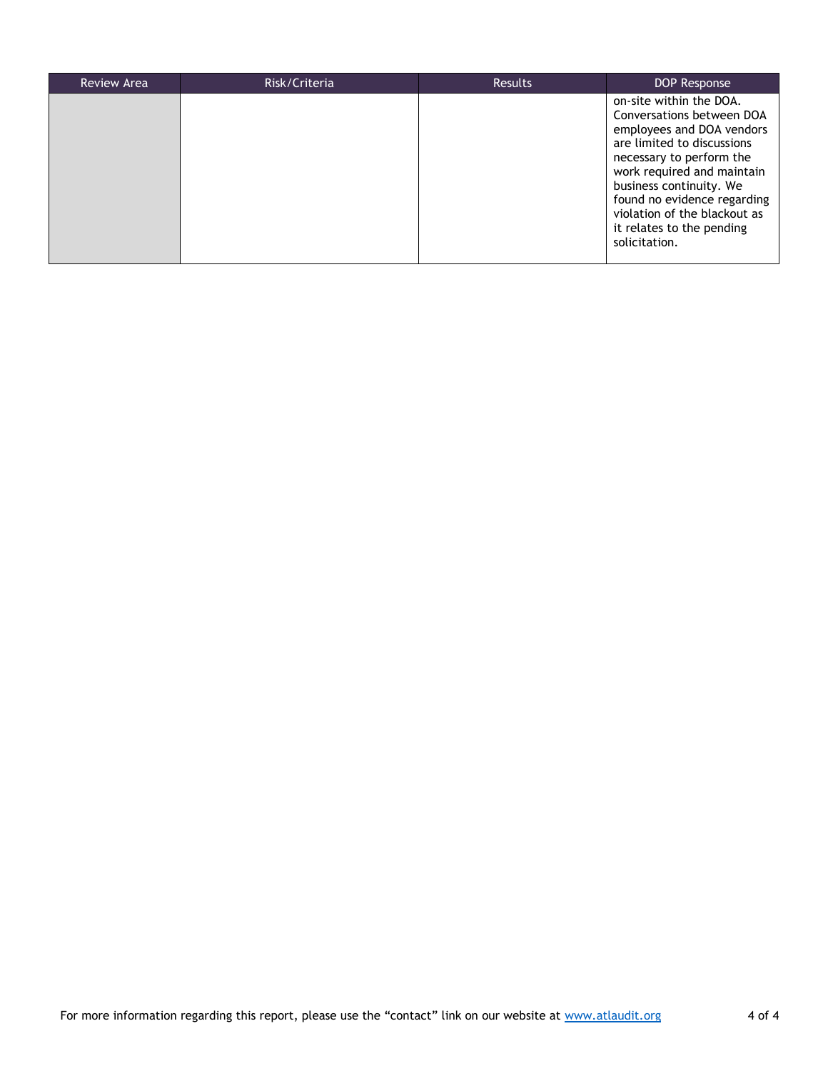| Review Area | Risk/Criteria | Results | DOP Response |
| --- | --- | --- | --- |
| | | | on-site within the DOA. Conversations between DOA employees and DOA vendors are limited to discussions necessary to perform the work required and maintain business continuity. We found no evidence regarding violation of the blackout as it relates to the pending solicitation. |

For more information regarding this report, please use the "contact" link on our website at [www.atlaudit.org](http://www.atlaudit.org)